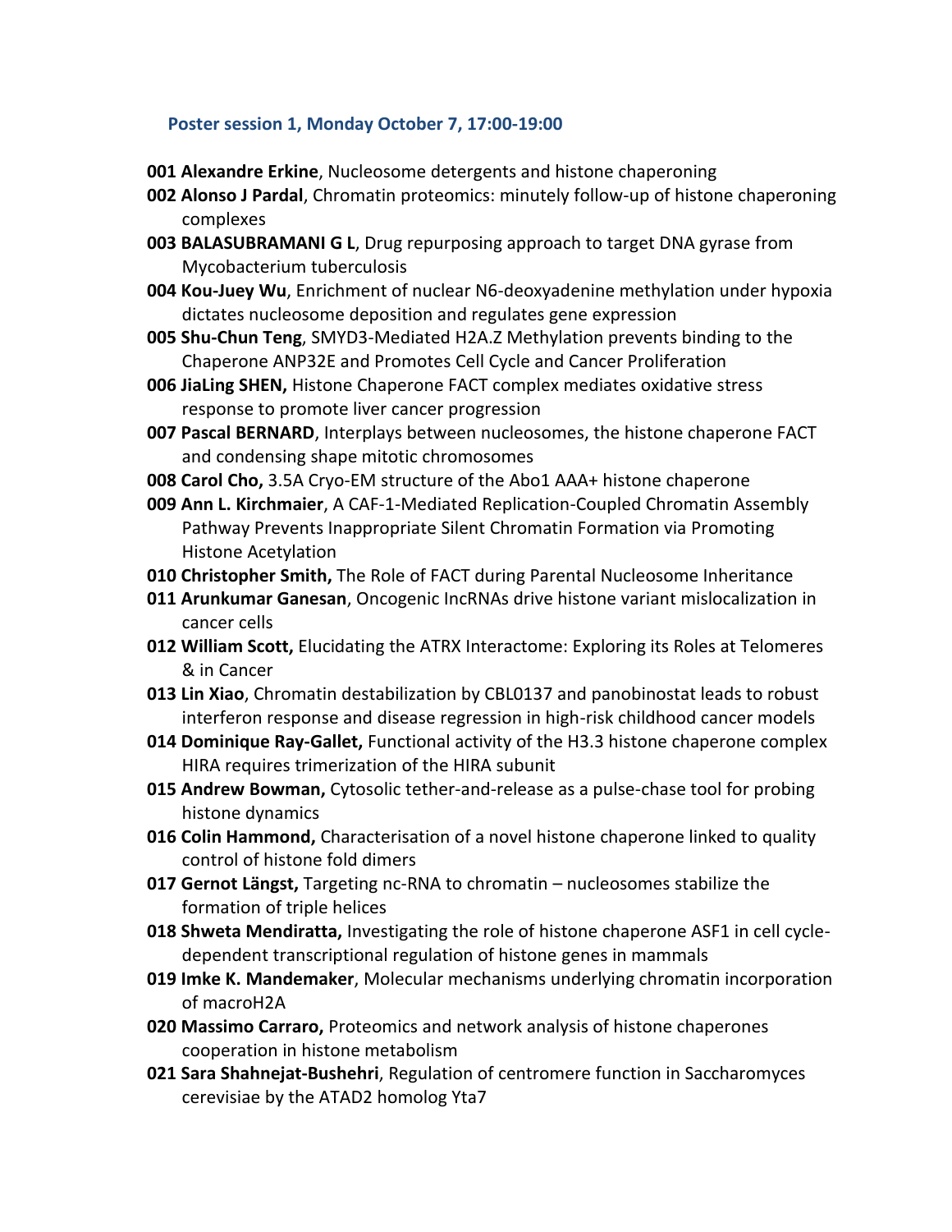### Poster session 1, Monday October 7, 17:00-19:00

**001 Alexandre Erkine**, Nucleosome detergents and histone chaperoning

**002 Alonso J Pardal**, Chromatin proteomics: minutely follow-up of histone chaperoning complexes

**003 BALASUBRAMANI G L**, Drug repurposing approach to target DNA gyrase from Mycobacterium tuberculosis

**004 Kou-Juey Wu**, Enrichment of nuclear N6-deoxyadenine methylation under hypoxia dictates nucleosome deposition and regulates gene expression

**005 Shu-Chun Teng**, SMYD3-Mediated H2A.Z Methylation prevents binding to the Chaperone ANP32E and Promotes Cell Cycle and Cancer Proliferation

**006 JiaLing SHEN,** Histone Chaperone FACT complex mediates oxidative stress response to promote liver cancer progression

**007 Pascal BERNARD**, Interplays between nucleosomes, the histone chaperone FACT and condensing shape mitotic chromosomes

**008 Carol Cho,** 3.5A Cryo-EM structure of the Abo1 AAA+ histone chaperone

**009 Ann L. Kirchmaier**, A CAF-1-Mediated Replication-Coupled Chromatin Assembly Pathway Prevents Inappropriate Silent Chromatin Formation via Promoting Histone Acetylation

**010 Christopher Smith,** The Role of FACT during Parental Nucleosome Inheritance

**011 Arunkumar Ganesan**, Oncogenic lncRNAs drive histone variant mislocalization in cancer cells

**012 William Scott,** Elucidating the ATRX Interactome: Exploring its Roles at Telomeres & in Cancer

**013 Lin Xiao**, Chromatin destabilization by CBL0137 and panobinostat leads to robust interferon response and disease regression in high-risk childhood cancer models

**014 Dominique Ray-Gallet,** Functional activity of the H3.3 histone chaperone complex HIRA requires trimerization of the HIRA subunit

**015 Andrew Bowman,** Cytosolic tether-and-release as a pulse-chase tool for probing histone dynamics

**016 Colin Hammond,** Characterisation of a novel histone chaperone linked to quality control of histone fold dimers

**017 Gernot Längst,** Targeting nc-RNA to chromatin – nucleosomes stabilize the formation of triple helices

**018 Shweta Mendiratta,** Investigating the role of histone chaperone ASF1 in cell cycle-dependent transcriptional regulation of histone genes in mammals

**019 Imke K. Mandemaker**, Molecular mechanisms underlying chromatin incorporation of macroH2A

**020 Massimo Carraro,** Proteomics and network analysis of histone chaperones cooperation in histone metabolism

**021 Sara Shahnejat-Bushehri**, Regulation of centromere function in Saccharomyces cerevisiae by the ATAD2 homolog Yta7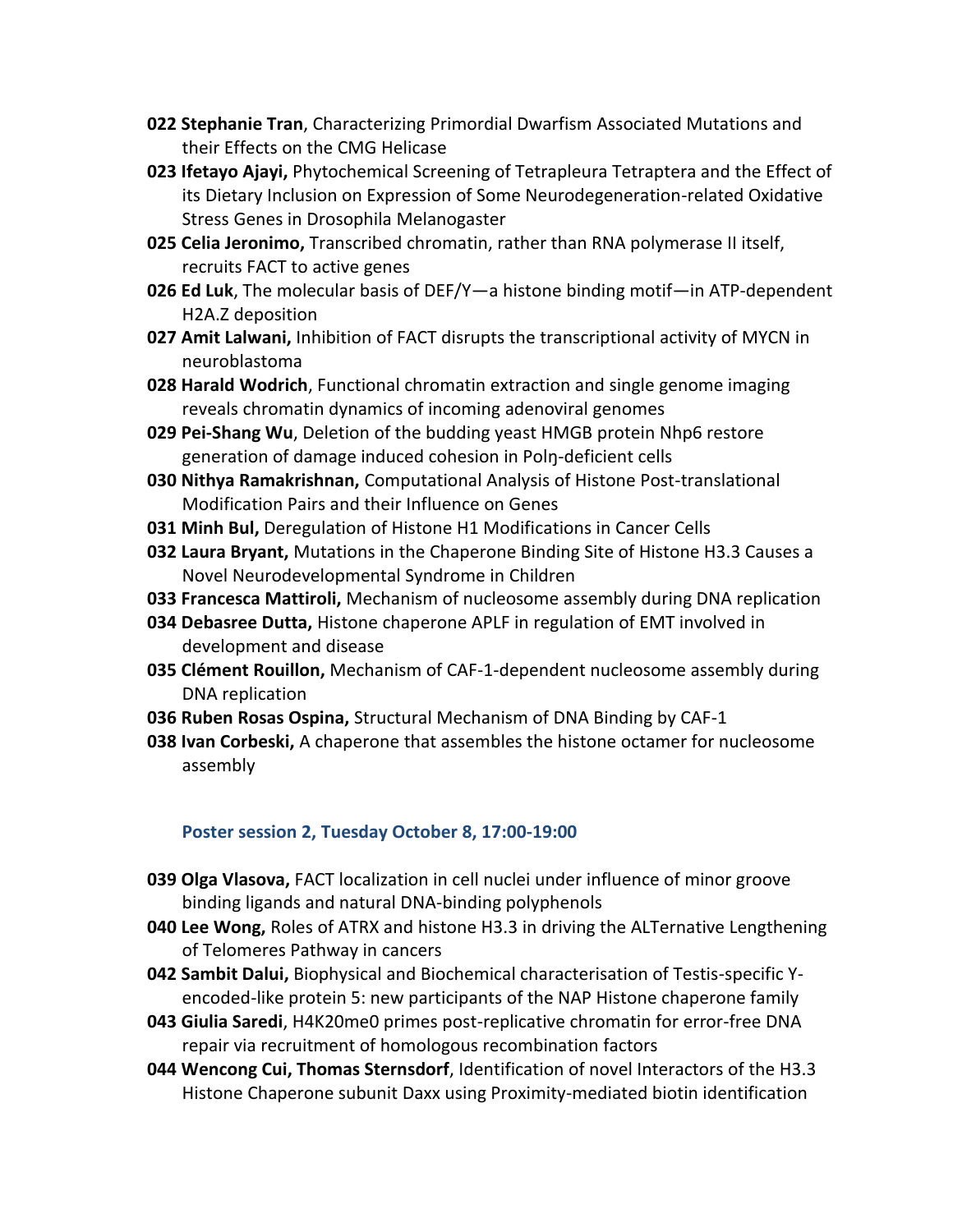**022 Stephanie Tran**, Characterizing Primordial Dwarfism Associated Mutations and their Effects on the CMG Helicase

**023 Ifetayo Ajayi,** Phytochemical Screening of Tetrapleura Tetraptera and the Effect of its Dietary Inclusion on Expression of Some Neurodegeneration-related Oxidative Stress Genes in Drosophila Melanogaster

**025 Celia Jeronimo,** Transcribed chromatin, rather than RNA polymerase II itself, recruits FACT to active genes

**026 Ed Luk**, The molecular basis of DEF/Y—a histone binding motif—in ATP-dependent H2A.Z deposition

**027 Amit Lalwani,** Inhibition of FACT disrupts the transcriptional activity of MYCN in neuroblastoma

**028 Harald Wodrich**, Functional chromatin extraction and single genome imaging reveals chromatin dynamics of incoming adenoviral genomes

**029 Pei-Shang Wu**, Deletion of the budding yeast HMGB protein Nhp6 restore generation of damage induced cohesion in Polη-deficient cells

**030 Nithya Ramakrishnan,** Computational Analysis of Histone Post-translational Modification Pairs and their Influence on Genes

**031 Minh Bul,** Deregulation of Histone H1 Modifications in Cancer Cells

**032 Laura Bryant,** Mutations in the Chaperone Binding Site of Histone H3.3 Causes a Novel Neurodevelopmental Syndrome in Children

**033 Francesca Mattiroli,** Mechanism of nucleosome assembly during DNA replication

**034 Debasree Dutta,** Histone chaperone APLF in regulation of EMT involved in development and disease

**035 Clément Rouillon,** Mechanism of CAF-1-dependent nucleosome assembly during DNA replication

**036 Ruben Rosas Ospina,** Structural Mechanism of DNA Binding by CAF-1

**038 Ivan Corbeski,** A chaperone that assembles the histone octamer for nucleosome assembly

### Poster session 2, Tuesday October 8, 17:00-19:00

**039 Olga Vlasova,** FACT localization in cell nuclei under influence of minor groove binding ligands and natural DNA-binding polyphenols

**040 Lee Wong,** Roles of ATRX and histone H3.3 in driving the ALTernative Lengthening of Telomeres Pathway in cancers

**042 Sambit Dalui,** Biophysical and Biochemical characterisation of Testis-specific Y-encoded-like protein 5: new participants of the NAP Histone chaperone family

**043 Giulia Saredi**, H4K20me0 primes post-replicative chromatin for error-free DNA repair via recruitment of homologous recombination factors

**044 Wencong Cui, Thomas Sternsdorf**, Identification of novel Interactors of the H3.3 Histone Chaperone subunit Daxx using Proximity-mediated biotin identification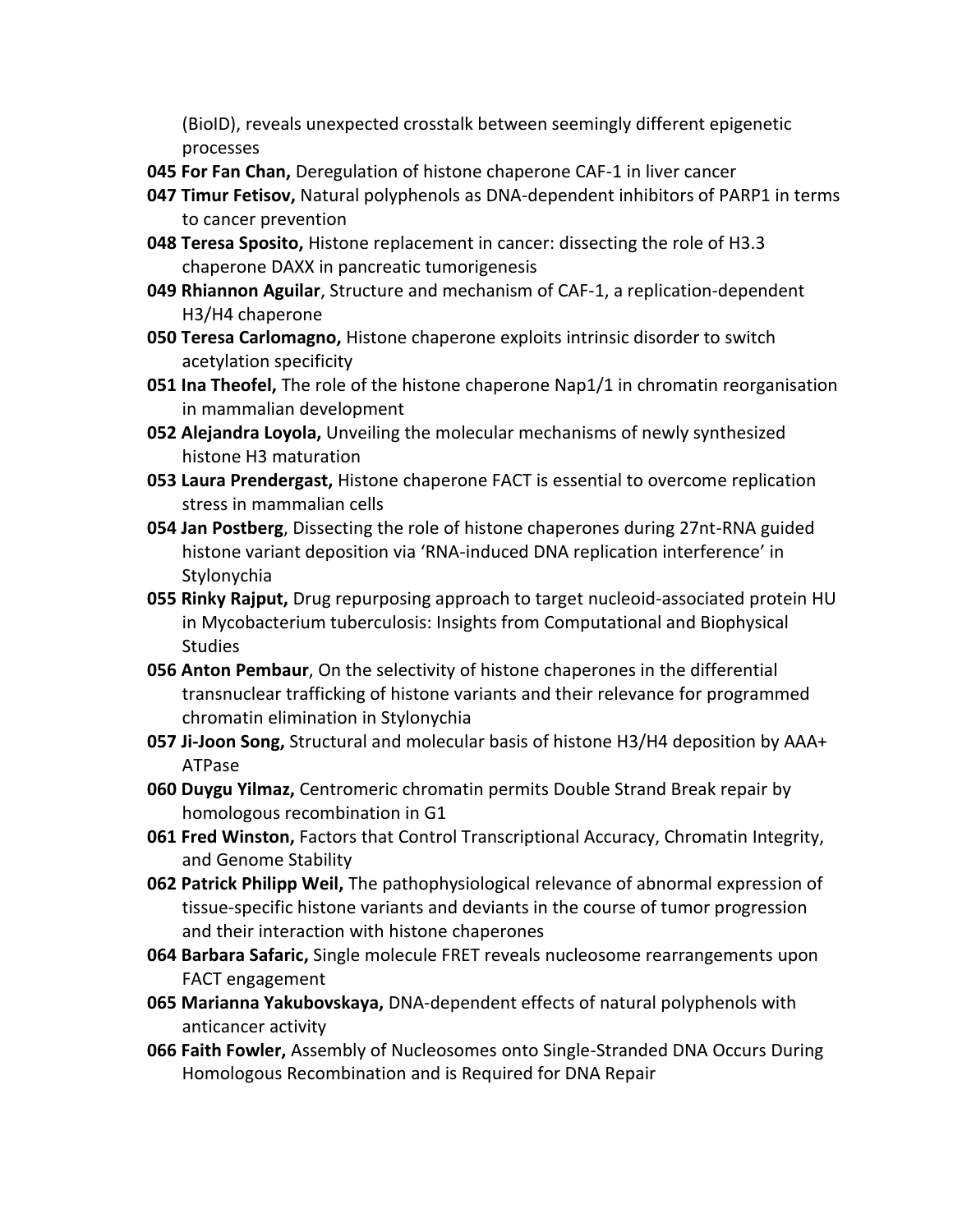(BioID), reveals unexpected crosstalk between seemingly different epigenetic processes

**045 For Fan Chan,** Deregulation of histone chaperone CAF-1 in liver cancer

**047 Timur Fetisov,** Natural polyphenols as DNA-dependent inhibitors of PARP1 in terms to cancer prevention

**048 Teresa Sposito,** Histone replacement in cancer: dissecting the role of H3.3 chaperone DAXX in pancreatic tumorigenesis

**049 Rhiannon Aguilar**, Structure and mechanism of CAF-1, a replication-dependent H3/H4 chaperone

**050 Teresa Carlomagno,** Histone chaperone exploits intrinsic disorder to switch acetylation specificity

**051 Ina Theofel,** The role of the histone chaperone Nap1/1 in chromatin reorganisation in mammalian development

**052 Alejandra Loyola,** Unveiling the molecular mechanisms of newly synthesized histone H3 maturation

**053 Laura Prendergast,** Histone chaperone FACT is essential to overcome replication stress in mammalian cells

**054 Jan Postberg**, Dissecting the role of histone chaperones during 27nt-RNA guided histone variant deposition via 'RNA-induced DNA replication interference' in Stylonychia

**055 Rinky Rajput,** Drug repurposing approach to target nucleoid-associated protein HU in Mycobacterium tuberculosis: Insights from Computational and Biophysical Studies

**056 Anton Pembaur**, On the selectivity of histone chaperones in the differential transnuclear trafficking of histone variants and their relevance for programmed chromatin elimination in Stylonychia

**057 Ji-Joon Song,** Structural and molecular basis of histone H3/H4 deposition by AAA+ ATPase

**060 Duygu Yilmaz,** Centromeric chromatin permits Double Strand Break repair by homologous recombination in G1

**061 Fred Winston,** Factors that Control Transcriptional Accuracy, Chromatin Integrity, and Genome Stability

**062 Patrick Philipp Weil,** The pathophysiological relevance of abnormal expression of tissue-specific histone variants and deviants in the course of tumor progression and their interaction with histone chaperones

**064 Barbara Safaric,** Single molecule FRET reveals nucleosome rearrangements upon FACT engagement

**065 Marianna Yakubovskaya,** DNA-dependent effects of natural polyphenols with anticancer activity

**066 Faith Fowler,** Assembly of Nucleosomes onto Single-Stranded DNA Occurs During Homologous Recombination and is Required for DNA Repair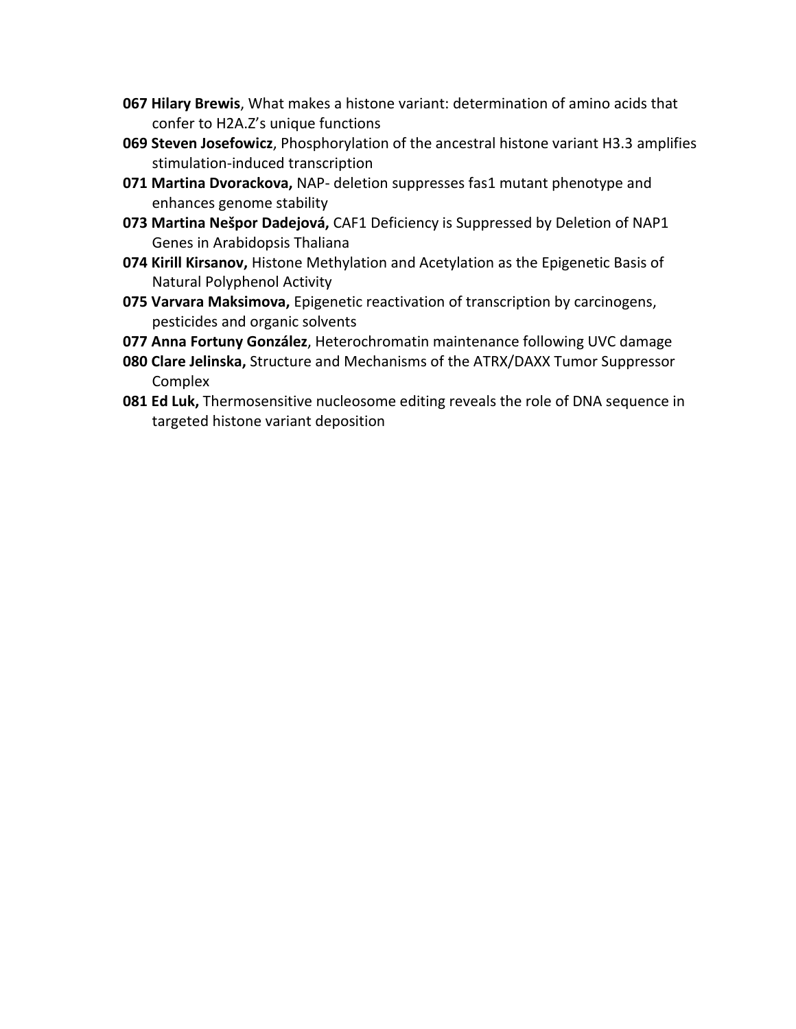**067 Hilary Brewis**, What makes a histone variant: determination of amino acids that confer to H2A.Z's unique functions

**069 Steven Josefowicz**, Phosphorylation of the ancestral histone variant H3.3 amplifies stimulation-induced transcription

**071 Martina Dvorackova,** NAP- deletion suppresses fas1 mutant phenotype and enhances genome stability

**073 Martina Nešpor Dadejová,** CAF1 Deficiency is Suppressed by Deletion of NAP1 Genes in Arabidopsis Thaliana

**074 Kirill Kirsanov,** Histone Methylation and Acetylation as the Epigenetic Basis of Natural Polyphenol Activity

**075 Varvara Maksimova,** Epigenetic reactivation of transcription by carcinogens, pesticides and organic solvents

**077 Anna Fortuny González**, Heterochromatin maintenance following UVC damage

**080 Clare Jelinska,** Structure and Mechanisms of the ATRX/DAXX Tumor Suppressor Complex

**081 Ed Luk,** Thermosensitive nucleosome editing reveals the role of DNA sequence in targeted histone variant deposition